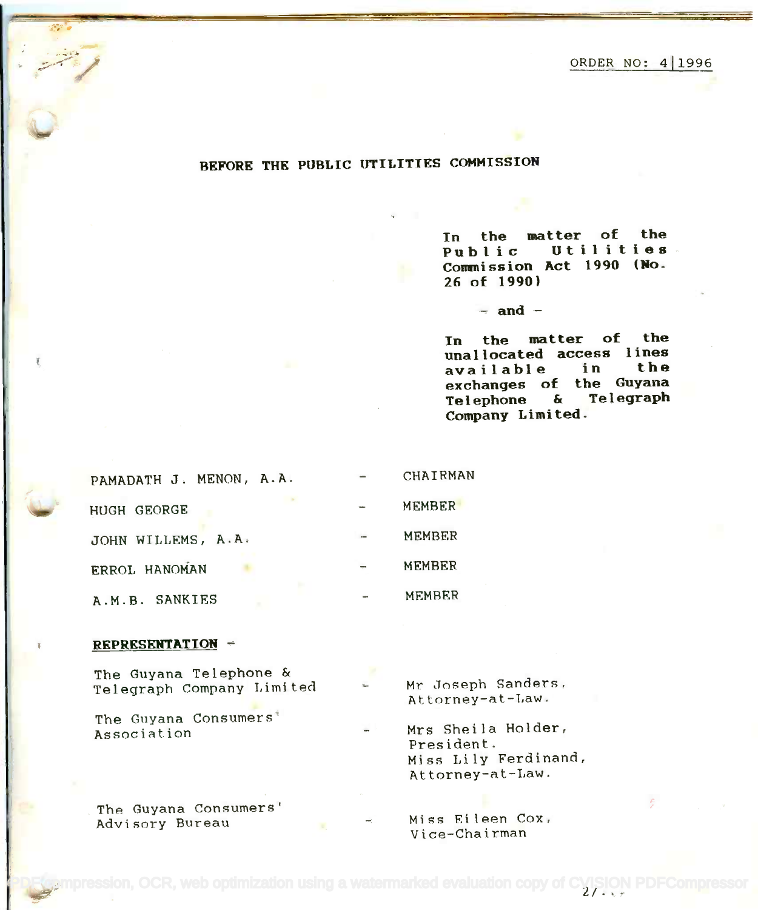ORDER NO: 4|1996

# BEFORE THE PUBLIC UTILITIES COMMISSION

**In the matter of the Public Utilities Commission Act 1990 (No. 26 of 1990)**

**- and -**

**In the matter of the unallocated access lines available in the exchanges of the Guyana Telephone & Telegraph Company Limited.**

| | | |
|---|---|---|
| PAMADATH J. MENON, A.A. | - | CHAIRMAN |
| HUGH GEORGE | - | MEMBER |
| JOHN WILLEMS, A.A. | - | MEMBER |
| ERROL HANOMAN | - | MEMBER |
| A.M.B. SANKIES | - | MEMBER |

**REPRESENTATION** -

| | | |
|---|---|---|
| The Guyana Telephone & Telegraph Company Limited | - | Mr Joseph Sanders, Attorney-at-Law. |
| The Guyana Consumers' Association | - | Mrs Sheila Holder, President. Miss Lily Ferdinand, Attorney-at-Law. |
| The Guyana Consumers' Advisory Bureau | - | Miss Eileen Cox, Vice-Chairman |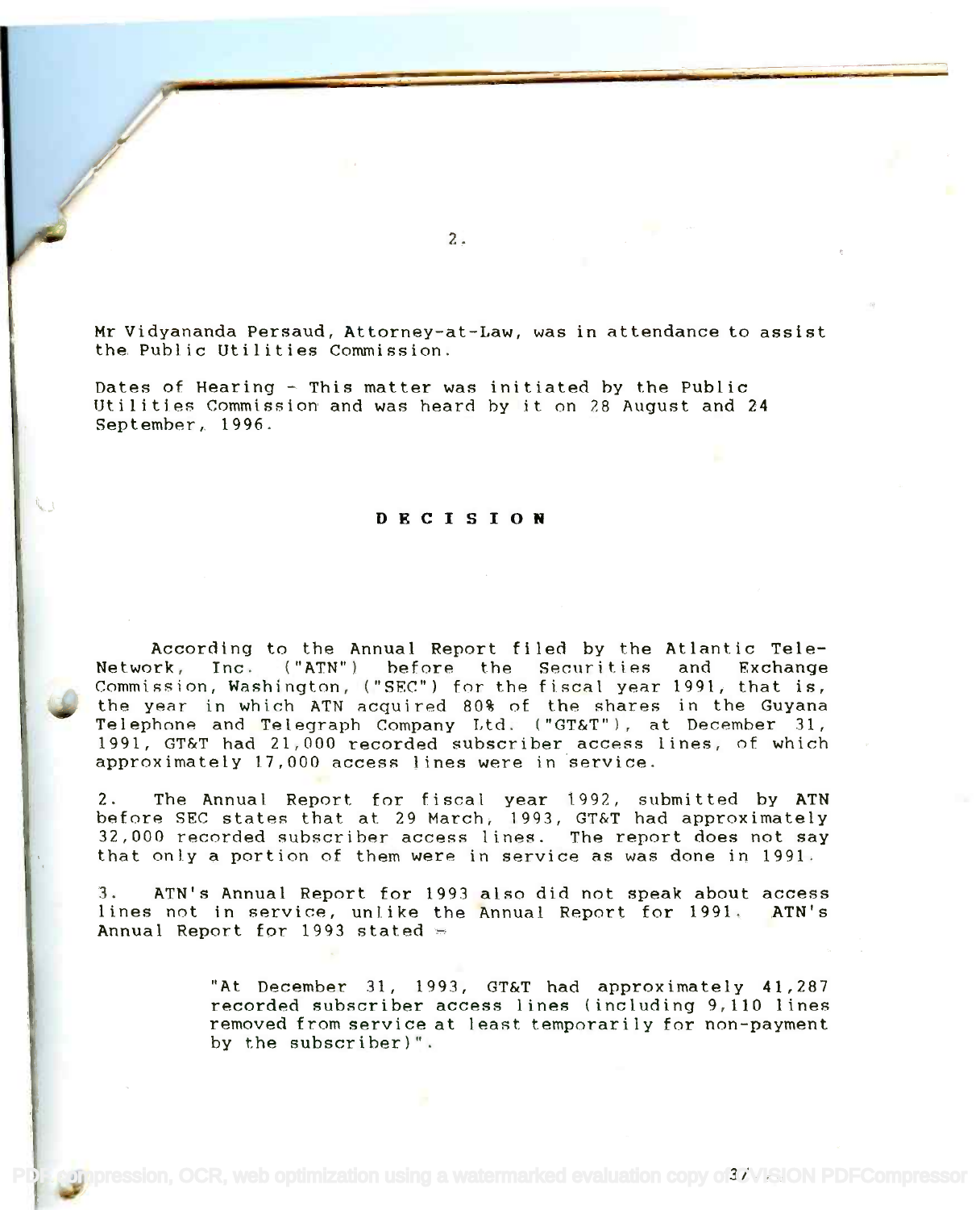Mr Vidyananda Persaud, Attorney-at-Law, was in attendance to assist the Public Utilities Commission.

Dates of Hearing - This matter was initiated by the Public Utilities Commission and was heard by it on 28 August and 24 September, 1996.

## DECISION

According to the Annual Report filed by the Atlantic Tele-Network, Inc. ("ATN") before the Securities and Exchange Commission, Washington, ("SEC") for the fiscal year 1991, that is, the year in which ATN acquired 80% of the shares in the Guyana Telephone and Telegraph Company Ltd. ("GT&T"), at December 31, 1991, GT&T had 21,000 recorded subscriber access lines, of which approximately 17,000 access lines were in service.

2. The Annual Report for fiscal year 1992, submitted by ATN before SEC states that at 29 March, 1993, GT&T had approximately 32,000 recorded subscriber access lines. The report does not say that only a portion of them were in service as was done in 1991.

3. ATN's Annual Report for 1993 also did not speak about access lines not in service, unlike the Annual Report for 1991. ATN's Annual Report for 1993 stated -

> "At December 31, 1993, GT&T had approximately 41,287 recorded subscriber access lines (including 9,110 lines removed from service at least temporarily for non-payment by the subscriber)".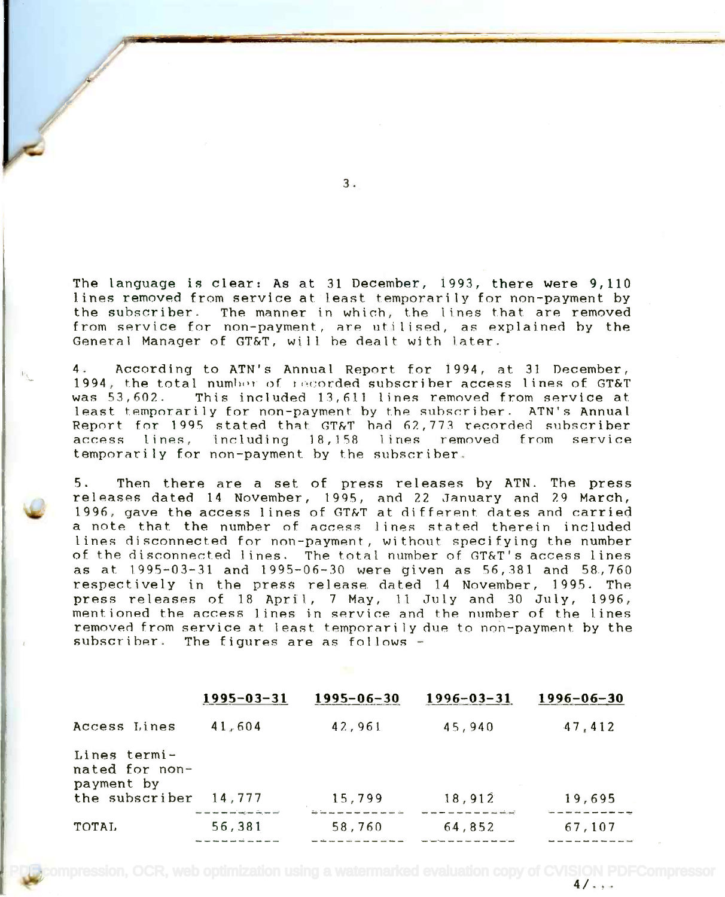The language is clear: As at 31 December, 1993, there were 9,110 lines removed from service at least temporarily for non-payment by the subscriber. The manner in which, the lines that are removed from service for non-payment, are utilised, as explained by the General Manager of GT&T, will be dealt with later.

4. According to ATN's Annual Report for 1994, at 31 December, 1994, the total number of recorded subscriber access lines of GT&T was 53,602. This included 13,611 lines removed from service at least temporarily for non-payment by the subscriber. ATN's Annual Report for 1995 stated that GT&T had 62,773 recorded subscriber access lines, including 18,158 lines removed from service temporarily for non-payment by the subscriber.

5. Then there are a set of press releases by ATN. The press releases dated 14 November, 1995, and 22 January and 29 March, 1996, gave the access lines of GT&T at different dates and carried a note that the number of access lines stated therein included lines disconnected for non-payment, without specifying the number of the disconnected lines. The total number of GT&T's access lines as at 1995-03-31 and 1995-06-30 were given as 56,381 and 58,760 respectively in the press release dated 14 November, 1995. The press releases of 18 April, 7 May, 11 July and 30 July, 1996, mentioned the access lines in service and the number of the lines removed from service at least temporarily due to non-payment by the subscriber. The figures are as follows -

| | 1995-03-31 | 1995-06-30 | 1996-03-31 | 1996-06-30 |
|---|---|---|---|---|
| Access Lines | 41,604 | 42,961 | 45,940 | 47,412 |
| Lines terminated for non-payment by the subscriber | 14,777 | 15,799 | 18,912 | 19,695 |
| TOTAL | 56,381 | 58,760 | 64,852 | 67,107 |

4/...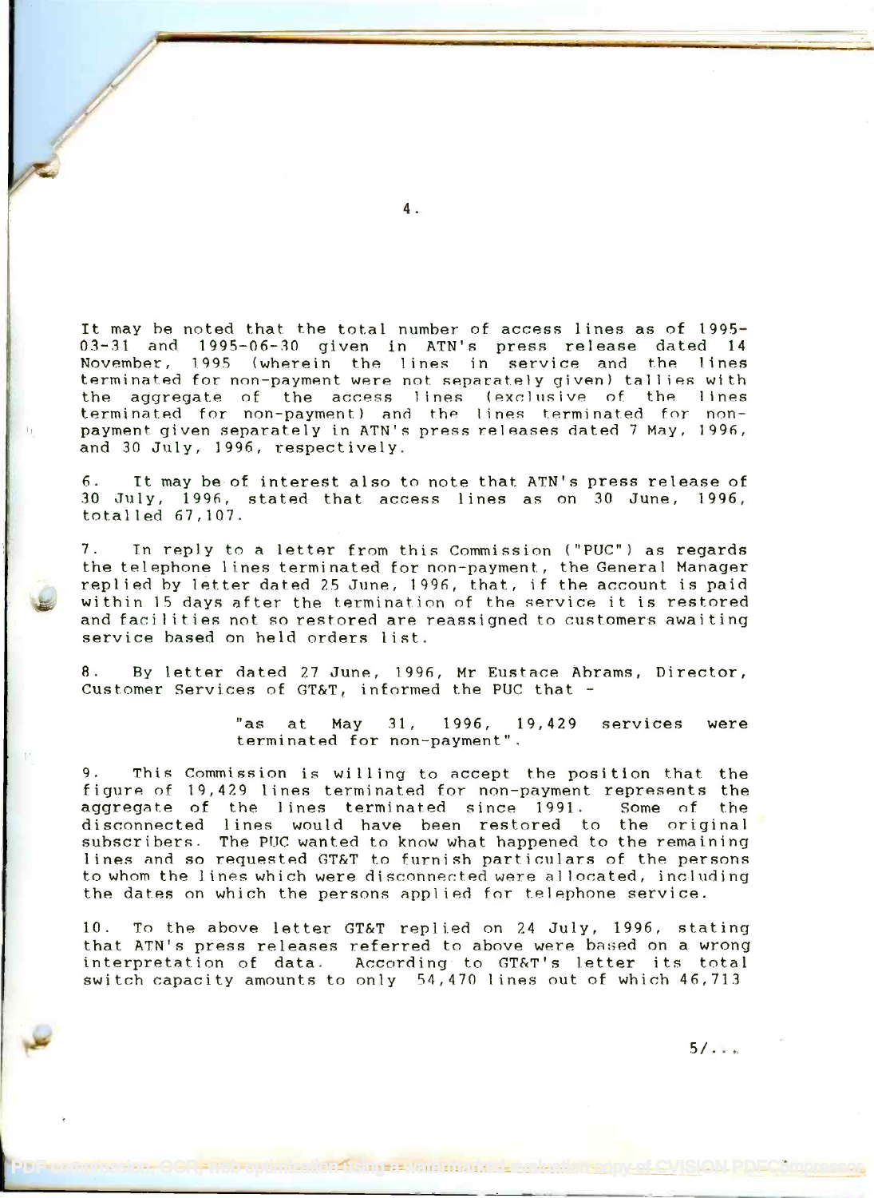It may be noted that the total number of access lines as of 1995-03-31 and 1995-06-30 given in ATN's press release dated 14 November, 1995 (wherein the lines in service and the lines terminated for non-payment were not separately given) tallies with the aggregate of the access lines (exclusive of the lines terminated for non-payment) and the lines terminated for non-payment given separately in ATN's press releases dated 7 May, 1996, and 30 July, 1996, respectively.

6. It may be of interest also to note that ATN's press release of 30 July, 1996, stated that access lines as on 30 June, 1996, totalled 67,107.

7. In reply to a letter from this Commission ("PUC") as regards the telephone lines terminated for non-payment, the General Manager replied by letter dated 25 June, 1996, that, if the account is paid within 15 days after the termination of the service it is restored and facilities not so restored are reassigned to customers awaiting service based on held orders list.

8. By letter dated 27 June, 1996, Mr Eustace Abrams, Director, Customer Services of GT&T, informed the PUC that -

> "as at May 31, 1996, 19,429 services were terminated for non-payment".

9. This Commission is willing to accept the position that the figure of 19,429 lines terminated for non-payment represents the aggregate of the lines terminated since 1991. Some of the disconnected lines would have been restored to the original subscribers. The PUC wanted to know what happened to the remaining lines and so requested GT&T to furnish particulars of the persons to whom the lines which were disconnected were allocated, including the dates on which the persons applied for telephone service.

10. To the above letter GT&T replied on 24 July, 1996, stating that ATN's press releases referred to above were based on a wrong interpretation of data. According to GT&T's letter its total switch capacity amounts to only 54,470 lines out of which 46,713

5/...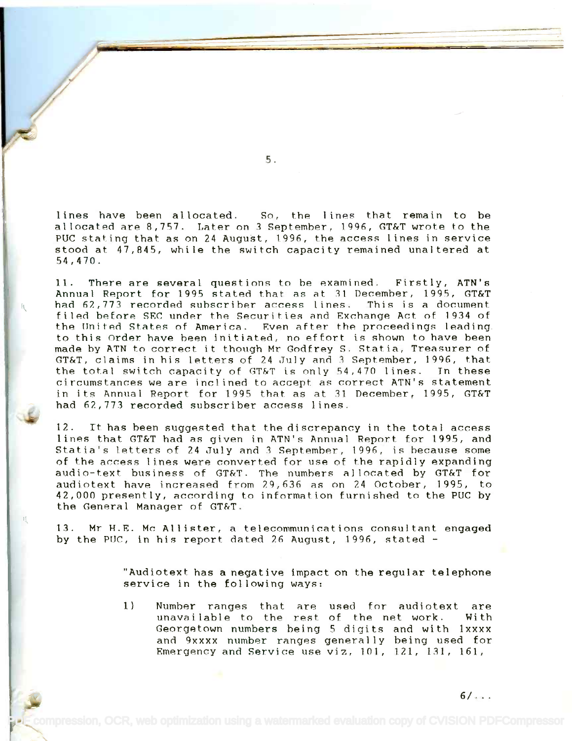lines have been allocated. So, the lines that remain to be allocated are 8,757. Later on 3 September, 1996, GT&T wrote to the PUC stating that as on 24 August, 1996, the access lines in service stood at 47,845, while the switch capacity remained unaltered at 54,470.

11. There are several questions to be examined. Firstly, ATN's Annual Report for 1995 stated that as at 31 December, 1995, GT&T had 62,773 recorded subscriber access lines. This is a document filed before SEC under the Securities and Exchange Act of 1934 of the United States of America. Even after the proceedings leading to this Order have been initiated, no effort is shown to have been made by ATN to correct it though Mr Godfrey S. Statia, Treasurer of GT&T, claims in his letters of 24 July and 3 September, 1996, that the total switch capacity of GT&T is only 54,470 lines. In these circumstances we are inclined to accept as correct ATN's statement in its Annual Report for 1995 that as at 31 December, 1995, GT&T had 62,773 recorded subscriber access lines.

12. It has been suggested that the discrepancy in the total access lines that GT&T had as given in ATN's Annual Report for 1995, and Statia's letters of 24 July and 3 September, 1996, is because some of the access lines were converted for use of the rapidly expanding audio-text business of GT&T. The numbers allocated by GT&T for audiotext have increased from 29,636 as on 24 October, 1995, to 42,000 presently, according to information furnished to the PUC by the General Manager of GT&T.

13. Mr H.E. Mc Allister, a telecommunications consultant engaged by the PUC, in his report dated 26 August, 1996, stated -

> "Audiotext has a negative impact on the regular telephone service in the following ways:
>
> 1) Number ranges that are used for audiotext are unavailable to the rest of the net work. With Georgetown numbers being 5 digits and with 1xxxx and 9xxxx number ranges generally being used for Emergency and Service use viz, 101, 121, 131, 161,

6/...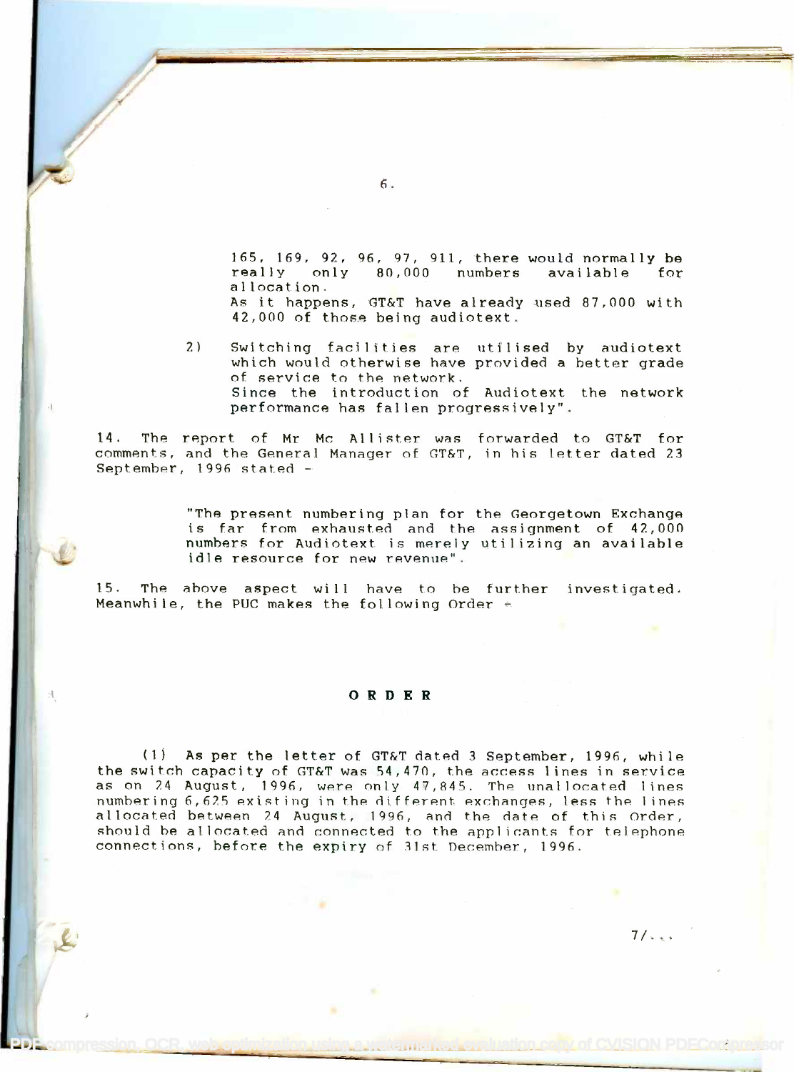165, 169, 92, 96, 97, 911, there would normally be really only 80,000 numbers available for allocation.
As it happens, GT&T have already used 87,000 with 42,000 of those being audiotext.

2) Switching facilities are utilised by audiotext which would otherwise have provided a better grade of service to the network.
Since the introduction of Audiotext the network performance has fallen progressively".

14. The report of Mr Mc Allister was forwarded to GT&T for comments, and the General Manager of GT&T, in his letter dated 23 September, 1996 stated -

> "The present numbering plan for the Georgetown Exchange is far from exhausted and the assignment of 42,000 numbers for Audiotext is merely utilizing an available idle resource for new revenue".

15. The above aspect will have to be further investigated. Meanwhile, the PUC makes the following Order -

## ORDER

(1) As per the letter of GT&T dated 3 September, 1996, while the switch capacity of GT&T was 54,470, the access lines in service as on 24 August, 1996, were only 47,845. The unallocated lines numbering 6,625 existing in the different exchanges, less the lines allocated between 24 August, 1996, and the date of this Order, should be allocated and connected to the applicants for telephone connections, before the expiry of 31st December, 1996.

7/...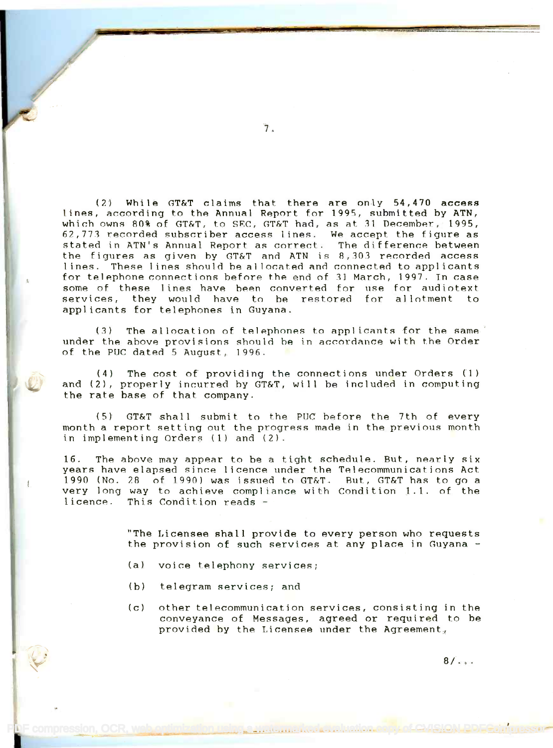(2) While GT&T claims that there are only 54,470 access lines, according to the Annual Report for 1995, submitted by ATN, which owns 80% of GT&T, to SEC, GT&T had, as at 31 December, 1995, 62,773 recorded subscriber access lines. We accept the figure as stated in ATN's Annual Report as correct. The difference between the figures as given by GT&T and ATN is 8,303 recorded access lines. These lines should be allocated and connected to applicants for telephone connections before the end of 31 March, 1997. In case some of these lines have been converted for use for audiotext services, they would have to be restored for allotment to applicants for telephones in Guyana.

(3) The allocation of telephones to applicants for the same under the above provisions should be in accordance with the Order of the PUC dated 5 August, 1996.

(4) The cost of providing the connections under Orders (1) and (2), properly incurred by GT&T, will be included in computing the rate base of that company.

(5) GT&T shall submit to the PUC before the 7th of every month a report setting out the progress made in the previous month in implementing Orders (1) and (2).

16. The above may appear to be a tight schedule. But, nearly six years have elapsed since licence under the Telecommunications Act 1990 (No. 28 of 1990) was issued to GT&T. But, GT&T has to go a very long way to achieve compliance with Condition 1.1. of the licence. This Condition reads -

> "The Licensee shall provide to every person who requests the provision of such services at any place in Guyana -
>
> (a) voice telephony services;
>
> (b) telegram services; and
>
> (c) other telecommunication services, consisting in the conveyance of Messages, agreed or required to be provided by the Licensee under the Agreement,

8/...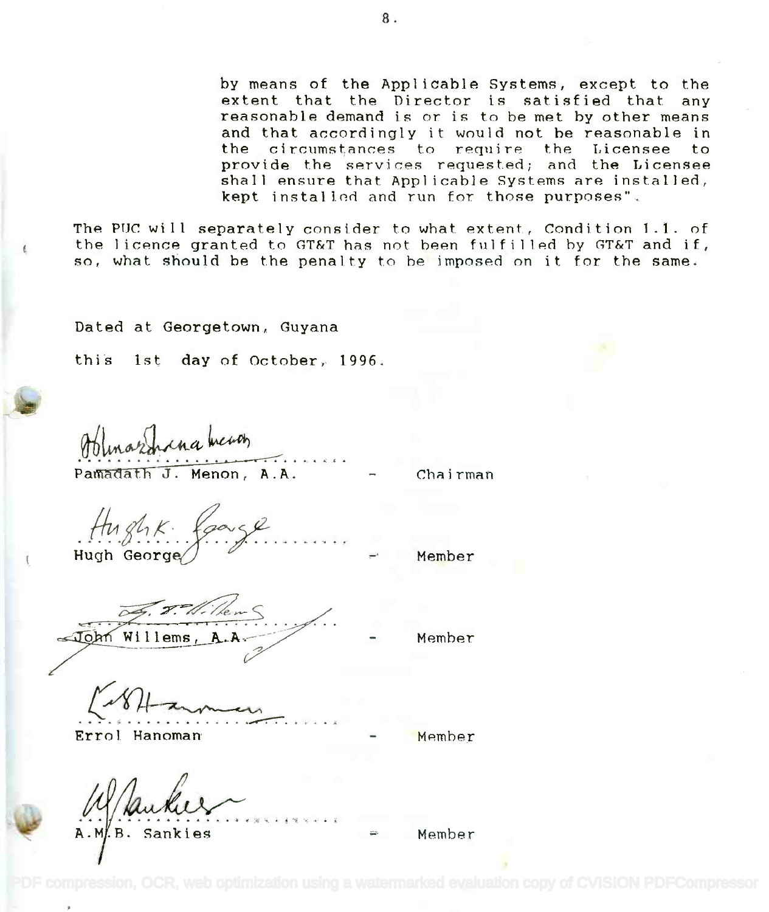by means of the Applicable Systems, except to the extent that the Director is satisfied that any reasonable demand is or is to be met by other means and that accordingly it would not be reasonable in the circumstances to require the Licensee to provide the services requested; and the Licensee shall ensure that Applicable Systems are installed, kept installed and run for those purposes".

The PUC will separately consider to what extent, Condition 1.1. of the licence granted to GT&T has not been fulfilled by GT&T and if, so, what should be the penalty to be imposed on it for the same.

Dated at Georgetown, Guyana

this 1st day of October, 1996.

Pamadath J. Menon, A.A. - Chairman

Hugh George - Member

John Willems, A.A. - Member

Errol Hanoman - Member

A.M.B. Sankies - Member